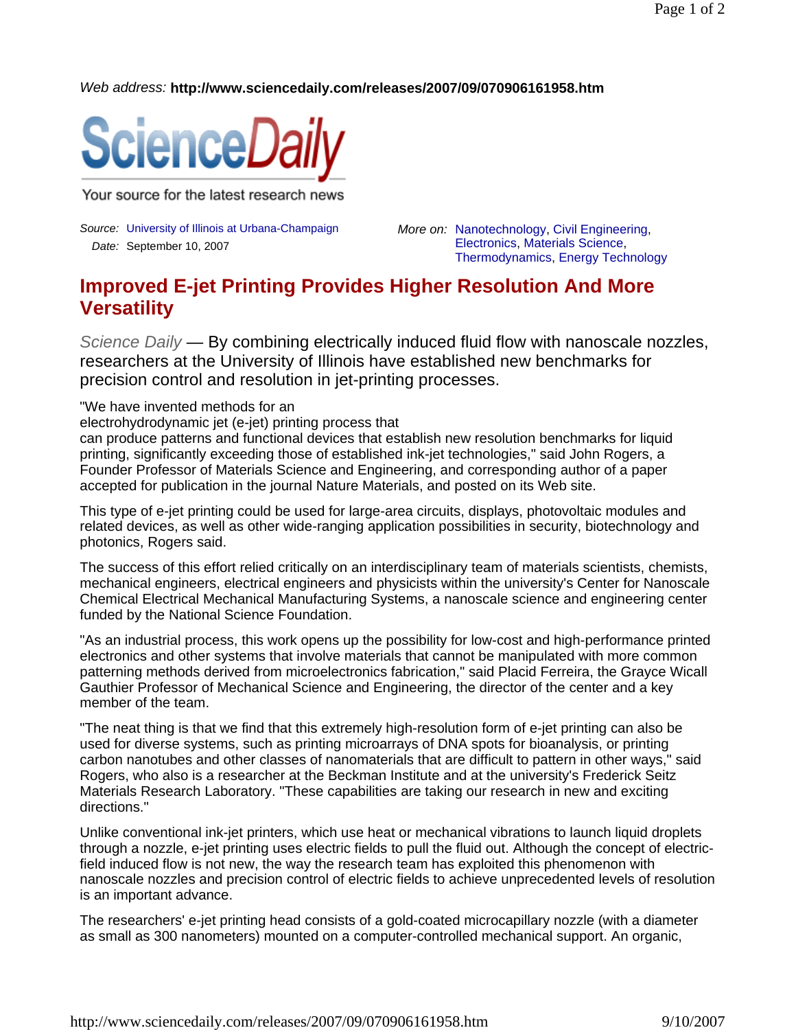*Web address:* **http://www.sciencedaily.com/releases/2007/09/070906161958.htm**

ScienceDaily

Your source for the latest research news

*Source:* University of Illinois at Urbana-Champaign
*Date:* September 10, 2007

*More on:* Nanotechnology, Civil Engineering, Electronics, Materials Science, Thermodynamics, Energy Technology

# Improved E-jet Printing Provides Higher Resolution And More Versatility

*Science Daily* — By combining electrically induced fluid flow with nanoscale nozzles, researchers at the University of Illinois have established new benchmarks for precision control and resolution in jet-printing processes.

"We have invented methods for an electrohydrodynamic jet (e-jet) printing process that can produce patterns and functional devices that establish new resolution benchmarks for liquid printing, significantly exceeding those of established ink-jet technologies," said John Rogers, a Founder Professor of Materials Science and Engineering, and corresponding author of a paper accepted for publication in the journal Nature Materials, and posted on its Web site.

This type of e-jet printing could be used for large-area circuits, displays, photovoltaic modules and related devices, as well as other wide-ranging application possibilities in security, biotechnology and photonics, Rogers said.

The success of this effort relied critically on an interdisciplinary team of materials scientists, chemists, mechanical engineers, electrical engineers and physicists within the university's Center for Nanoscale Chemical Electrical Mechanical Manufacturing Systems, a nanoscale science and engineering center funded by the National Science Foundation.

"As an industrial process, this work opens up the possibility for low-cost and high-performance printed electronics and other systems that involve materials that cannot be manipulated with more common patterning methods derived from microelectronics fabrication," said Placid Ferreira, the Grayce Wicall Gauthier Professor of Mechanical Science and Engineering, the director of the center and a key member of the team.

"The neat thing is that we find that this extremely high-resolution form of e-jet printing can also be used for diverse systems, such as printing microarrays of DNA spots for bioanalysis, or printing carbon nanotubes and other classes of nanomaterials that are difficult to pattern in other ways," said Rogers, who also is a researcher at the Beckman Institute and at the university's Frederick Seitz Materials Research Laboratory. "These capabilities are taking our research in new and exciting directions."

Unlike conventional ink-jet printers, which use heat or mechanical vibrations to launch liquid droplets through a nozzle, e-jet printing uses electric fields to pull the fluid out. Although the concept of electric-field induced flow is not new, the way the research team has exploited this phenomenon with nanoscale nozzles and precision control of electric fields to achieve unprecedented levels of resolution is an important advance.

The researchers' e-jet printing head consists of a gold-coated microcapillary nozzle (with a diameter as small as 300 nanometers) mounted on a computer-controlled mechanical support. An organic,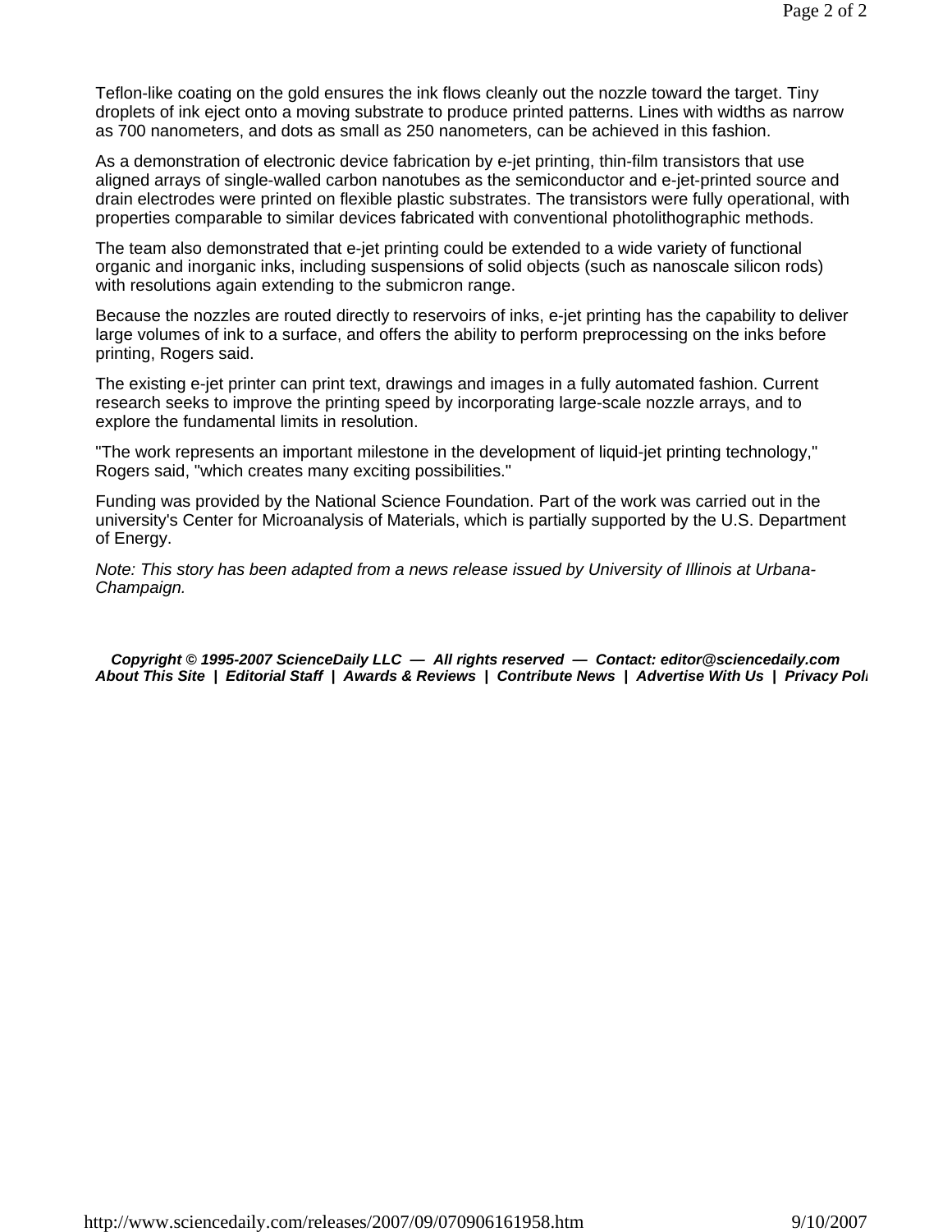Teflon-like coating on the gold ensures the ink flows cleanly out the nozzle toward the target. Tiny droplets of ink eject onto a moving substrate to produce printed patterns. Lines with widths as narrow as 700 nanometers, and dots as small as 250 nanometers, can be achieved in this fashion.

As a demonstration of electronic device fabrication by e-jet printing, thin-film transistors that use aligned arrays of single-walled carbon nanotubes as the semiconductor and e-jet-printed source and drain electrodes were printed on flexible plastic substrates. The transistors were fully operational, with properties comparable to similar devices fabricated with conventional photolithographic methods.

The team also demonstrated that e-jet printing could be extended to a wide variety of functional organic and inorganic inks, including suspensions of solid objects (such as nanoscale silicon rods) with resolutions again extending to the submicron range.

Because the nozzles are routed directly to reservoirs of inks, e-jet printing has the capability to deliver large volumes of ink to a surface, and offers the ability to perform preprocessing on the inks before printing, Rogers said.

The existing e-jet printer can print text, drawings and images in a fully automated fashion. Current research seeks to improve the printing speed by incorporating large-scale nozzle arrays, and to explore the fundamental limits in resolution.

"The work represents an important milestone in the development of liquid-jet printing technology," Rogers said, "which creates many exciting possibilities."

Funding was provided by the National Science Foundation. Part of the work was carried out in the university's Center for Microanalysis of Materials, which is partially supported by the U.S. Department of Energy.

*Note: This story has been adapted from a news release issued by University of Illinois at Urbana-Champaign.*

***Copyright © 1995-2007 ScienceDaily LLC — All rights reserved — Contact: editor@sciencedaily.com***
***About This Site | Editorial Staff | Awards & Reviews | Contribute News | Advertise With Us | Privacy Poli***